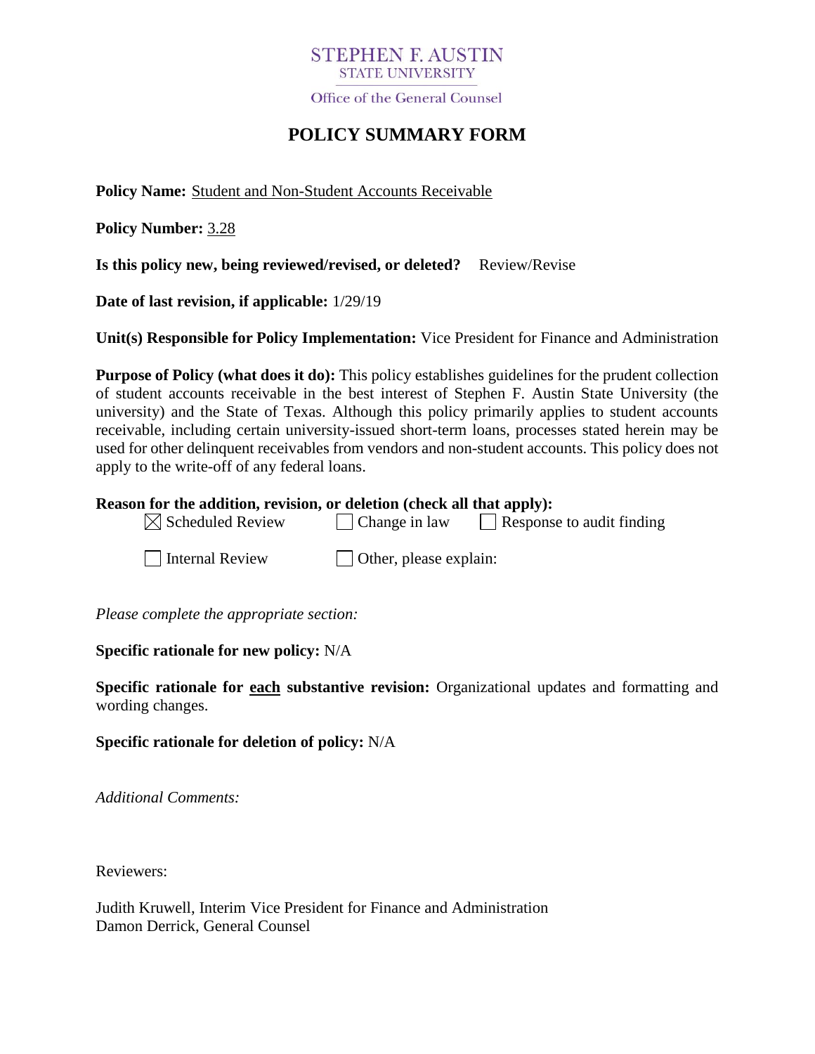STEPHEN F. AUSTIN
STATE UNIVERSITY

Office of the General Counsel

# POLICY SUMMARY FORM

**Policy Name:** Student and Non-Student Accounts Receivable

**Policy Number:** 3.28

**Is this policy new, being reviewed/revised, or deleted?** Review/Revise

**Date of last revision, if applicable:** 1/29/19

**Unit(s) Responsible for Policy Implementation:** Vice President for Finance and Administration

**Purpose of Policy (what does it do):** This policy establishes guidelines for the prudent collection of student accounts receivable in the best interest of Stephen F. Austin State University (the university) and the State of Texas. Although this policy primarily applies to student accounts receivable, including certain university-issued short-term loans, processes stated herein may be used for other delinquent receivables from vendors and non-student accounts. This policy does not apply to the write-off of any federal loans.

**Reason for the addition, revision, or deletion (check all that apply):**

- [x] Scheduled Review
- [ ] Change in law
- [ ] Response to audit finding
- [ ] Internal Review
- [ ] Other, please explain:

*Please complete the appropriate section:*

**Specific rationale for new policy:** N/A

**Specific rationale for each substantive revision:** Organizational updates and formatting and wording changes.

**Specific rationale for deletion of policy:** N/A

*Additional Comments:*

Reviewers:

Judith Kruwell, Interim Vice President for Finance and Administration
Damon Derrick, General Counsel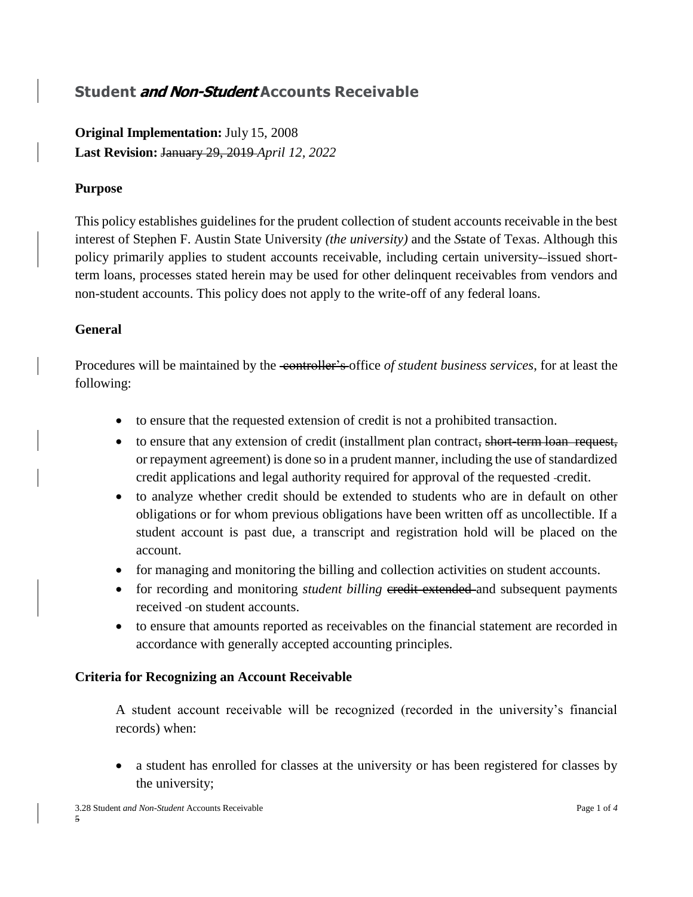## Student *and Non-Student* Accounts Receivable

**Original Implementation:** July 15, 2008
**Last Revision:** ~~January 29, 2019~~ *April 12, 2022*

### Purpose

This policy establishes guidelines for the prudent collection of student accounts receivable in the best interest of Stephen F. Austin State University *(the university)* and the *S*~~s~~tate of Texas. Although this policy primarily applies to student accounts receivable, including certain university-issued short-term loans, processes stated herein may be used for other delinquent receivables from vendors and non-student accounts. This policy does not apply to the write-off of any federal loans.

### General

Procedures will be maintained by the ~~controller's~~ office *of student business services*, for at least the following:

- to ensure that the requested extension of credit is not a prohibited transaction.
- to ensure that any extension of credit (installment plan contract~~, short-term loan request,~~ or repayment agreement) is done so in a prudent manner, including the use of standardized credit applications and legal authority required for approval of the requested credit.
- to analyze whether credit should be extended to students who are in default on other obligations or for whom previous obligations have been written off as uncollectible. If a student account is past due, a transcript and registration hold will be placed on the account.
- for managing and monitoring the billing and collection activities on student accounts.
- for recording and monitoring *student billing* ~~credit extended~~ and subsequent payments received on student accounts.
- to ensure that amounts reported as receivables on the financial statement are recorded in accordance with generally accepted accounting principles.

### Criteria for Recognizing an Account Receivable

A student account receivable will be recognized (recorded in the university's financial records) when:

- a student has enrolled for classes at the university or has been registered for classes by the university;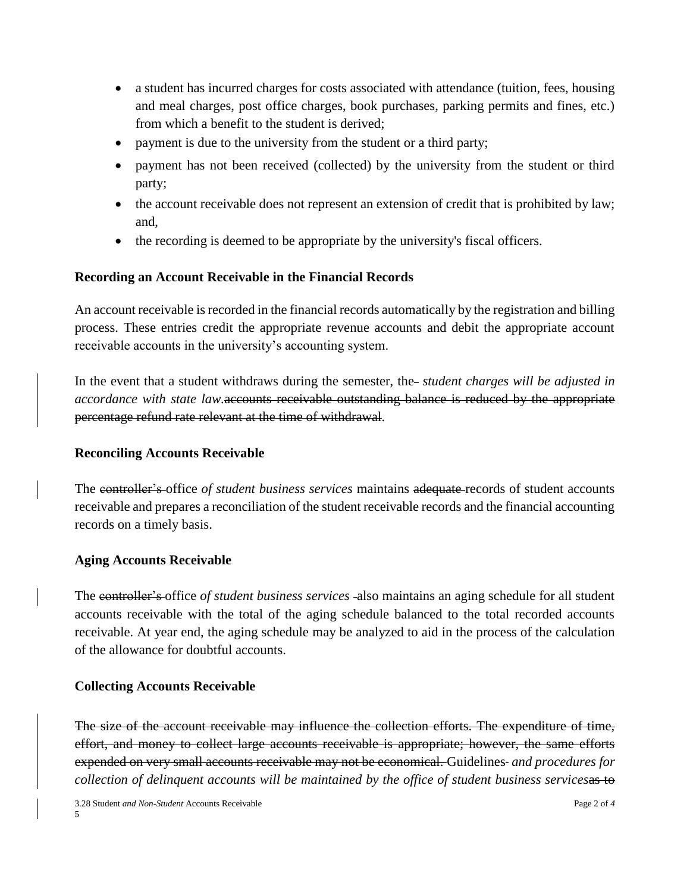- a student has incurred charges for costs associated with attendance (tuition, fees, housing and meal charges, post office charges, book purchases, parking permits and fines, etc.) from which a benefit to the student is derived;
- payment is due to the university from the student or a third party;
- payment has not been received (collected) by the university from the student or third party;
- the account receivable does not represent an extension of credit that is prohibited by law; and,
- the recording is deemed to be appropriate by the university's fiscal officers.

**Recording an Account Receivable in the Financial Records**

An account receivable is recorded in the financial records automatically by the registration and billing process. These entries credit the appropriate revenue accounts and debit the appropriate account receivable accounts in the university's accounting system.

In the event that a student withdraws during the semester, the *student charges will be adjusted in accordance with state law*.~~accounts receivable outstanding balance is reduced by the appropriate percentage refund rate relevant at the time of withdrawal~~.

**Reconciling Accounts Receivable**

The ~~controller's~~ office *of student business services* maintains ~~adequate~~ records of student accounts receivable and prepares a reconciliation of the student receivable records and the financial accounting records on a timely basis.

**Aging Accounts Receivable**

The ~~controller's~~ office *of student business services* also maintains an aging schedule for all student accounts receivable with the total of the aging schedule balanced to the total recorded accounts receivable. At year end, the aging schedule may be analyzed to aid in the process of the calculation of the allowance for doubtful accounts.

**Collecting Accounts Receivable**

~~The size of the account receivable may influence the collection efforts. The expenditure of time, effort, and money to collect large accounts receivable is appropriate; however, the same efforts expended on very small accounts receivable may not be economical.~~ Guidelines *and procedures for collection of delinquent accounts will be maintained by the office of student business services*~~as to~~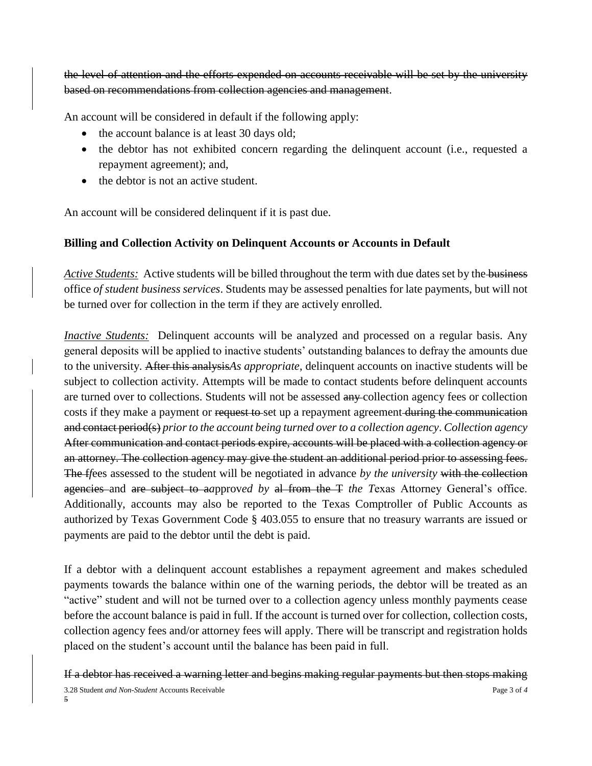~~the level of attention and the efforts expended on accounts receivable will be set by the university based on recommendations from collection agencies and management~~.

An account will be considered in default if the following apply:

- the account balance is at least 30 days old;
- the debtor has not exhibited concern regarding the delinquent account (i.e., requested a repayment agreement); and,
- the debtor is not an active student.

An account will be considered delinquent if it is past due.

**Billing and Collection Activity on Delinquent Accounts or Accounts in Default**

*Active Students:* Active students will be billed throughout the term with due dates set by the ~~business~~ office *of student business services*. Students may be assessed penalties for late payments, but will not be turned over for collection in the term if they are actively enrolled.

*Inactive Students:* Delinquent accounts will be analyzed and processed on a regular basis. Any general deposits will be applied to inactive students' outstanding balances to defray the amounts due to the university. ~~After this analysis~~*As appropriate*, delinquent accounts on inactive students will be subject to collection activity. Attempts will be made to contact students before delinquent accounts are turned over to collections. Students will not be assessed ~~any~~ collection agency fees or collection costs if they make a payment or ~~request to~~ set up a repayment agreement ~~during the communication and contact period(s)~~ *prior to the account being turned over to a collection agency*. *Collection agency* ~~After communication and contact periods expire, accounts will be placed with a collection agency or an attorney. The collection agency may give the student an additional period prior to assessing fees. The f~~*f*ees assessed to the student will be negotiated in advance *by the university* ~~with the collection agencies~~ and ~~are subject to a~~*a*pprov*ed by* ~~al from the T~~ *the T*exas Attorney General's office. Additionally, accounts may also be reported to the Texas Comptroller of Public Accounts as authorized by Texas Government Code § 403.055 to ensure that no treasury warrants are issued or payments are paid to the debtor until the debt is paid.

If a debtor with a delinquent account establishes a repayment agreement and makes scheduled payments towards the balance within one of the warning periods, the debtor will be treated as an "active" student and will not be turned over to a collection agency unless monthly payments cease before the account balance is paid in full. If the account is turned over for collection, collection costs, collection agency fees and/or attorney fees will apply. There will be transcript and registration holds placed on the student's account until the balance has been paid in full.

~~If a debtor has received a warning letter and begins making regular payments but then stops making~~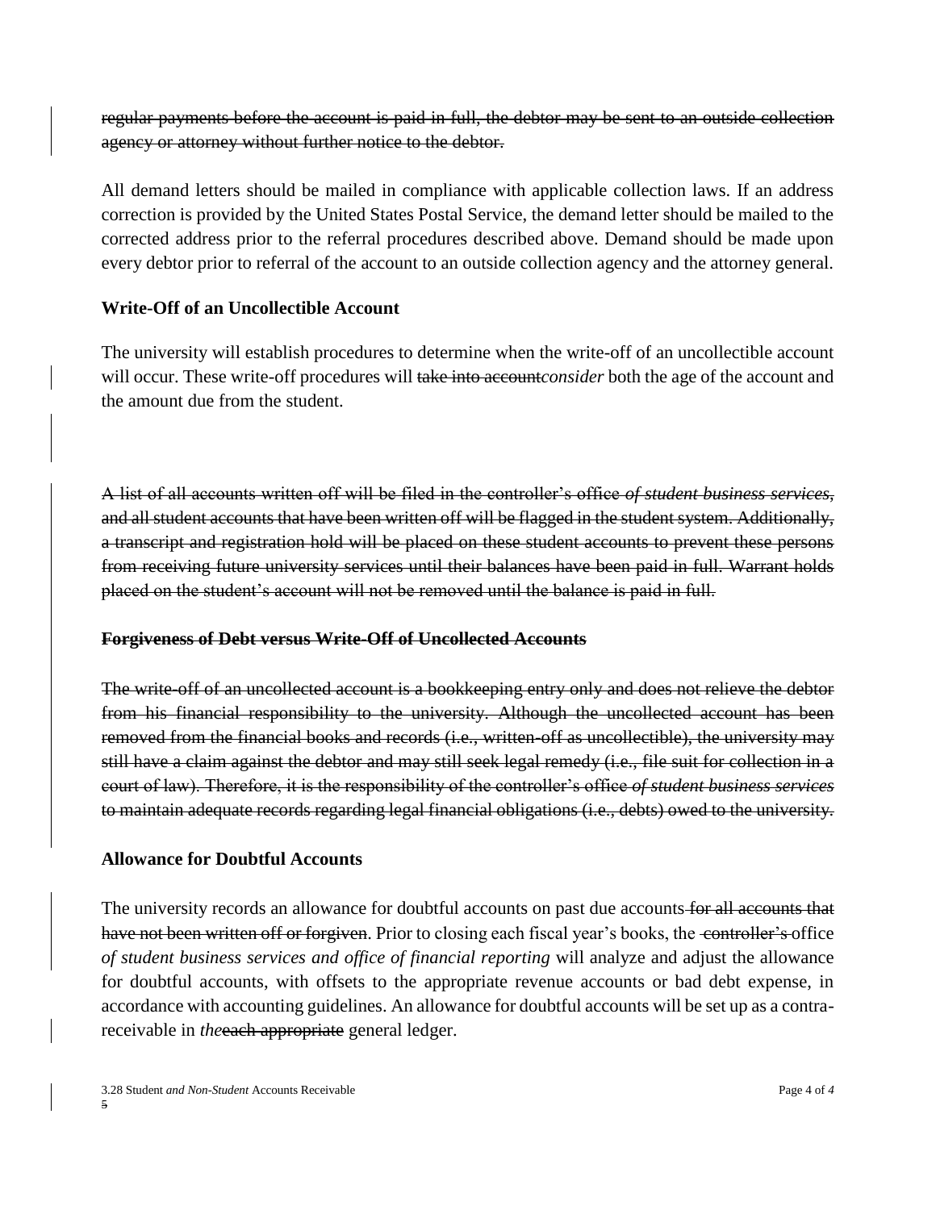~~regular payments before the account is paid in full, the debtor may be sent to an outside collection agency or attorney without further notice to the debtor.~~

All demand letters should be mailed in compliance with applicable collection laws. If an address correction is provided by the United States Postal Service, the demand letter should be mailed to the corrected address prior to the referral procedures described above. Demand should be made upon every debtor prior to referral of the account to an outside collection agency and the attorney general.

## Write-Off of an Uncollectible Account

The university will establish procedures to determine when the write-off of an uncollectible account will occur. These write-off procedures will ~~take into account~~*consider* both the age of the account and the amount due from the student.

~~A list of all accounts written off will be filed in the controller's office~~ *of student business services*, ~~and all student accounts that have been written off will be flagged in the student system. Additionally, a transcript and registration hold will be placed on these student accounts to prevent these persons from receiving future university services until their balances have been paid in full. Warrant holds placed on the student's account will not be removed until the balance is paid in full.~~

## ~~Forgiveness of Debt versus Write-Off of Uncollected Accounts~~

~~The write-off of an uncollected account is a bookkeeping entry only and does not relieve the debtor from his financial responsibility to the university. Although the uncollected account has been removed from the financial books and records (i.e., written-off as uncollectible), the university may still have a claim against the debtor and may still seek legal remedy (i.e., file suit for collection in a court of law). Therefore, it is the responsibility of the controller's office~~ ~~*of student business services*~~ ~~to maintain adequate records regarding legal financial obligations (i.e., debts) owed to the university.~~

## Allowance for Doubtful Accounts

The university records an allowance for doubtful accounts on past due accounts ~~for all accounts that have not been written off or forgiven~~. Prior to closing each fiscal year's books, the ~~controller's~~ office *of student business services and office of financial reporting* will analyze and adjust the allowance for doubtful accounts, with offsets to the appropriate revenue accounts or bad debt expense, in accordance with accounting guidelines. An allowance for doubtful accounts will be set up as a contra-receivable in *the*~~each appropriate~~ general ledger.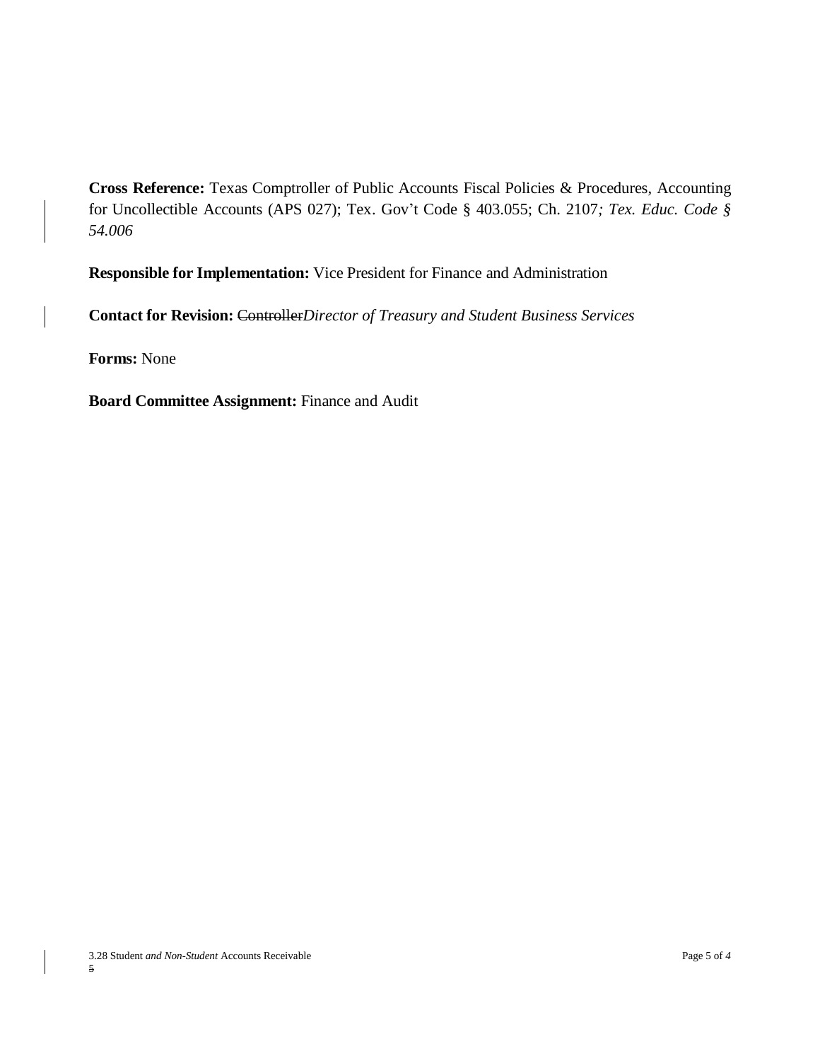**Cross Reference:** Texas Comptroller of Public Accounts Fiscal Policies & Procedures, Accounting for Uncollectible Accounts (APS 027); Tex. Gov't Code § 403.055; Ch. 2107*; Tex. Educ. Code § 54.006*

**Responsible for Implementation:** Vice President for Finance and Administration

**Contact for Revision:** ~~Controller~~*Director of Treasury and Student Business Services*

**Forms:** None

**Board Committee Assignment:** Finance and Audit